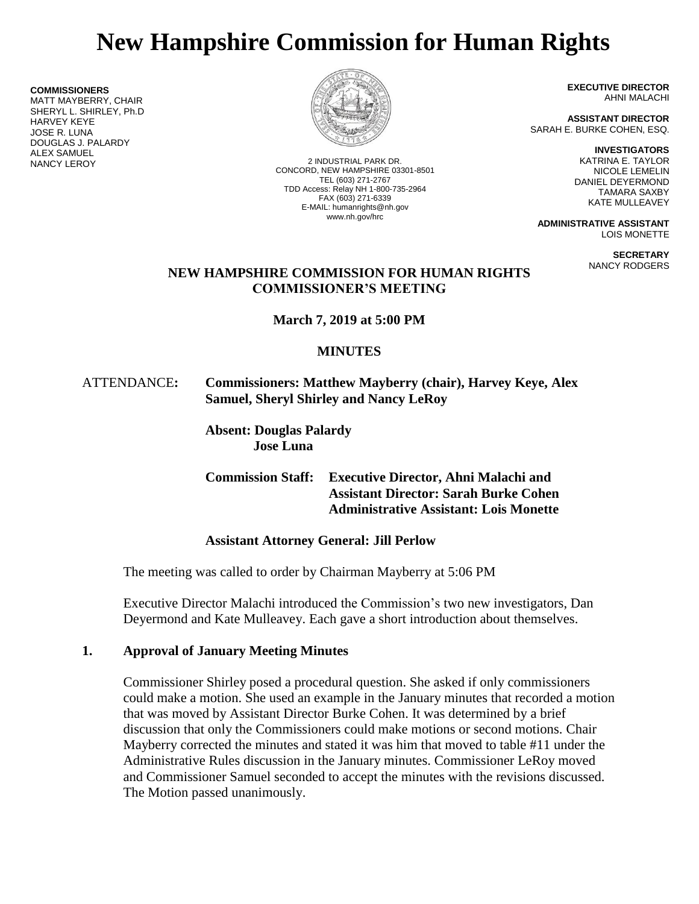# New Hampshire Commission for Human Rights

**COMMISSIONERS**
MATT MAYBERRY, CHAIR
SHERYL L. SHIRLEY, Ph.D
HARVEY KEYE
JOSE R. LUNA
DOUGLAS J. PALARDY
ALEX SAMUEL
NANCY LEROY

2 INDUSTRIAL PARK DR.
CONCORD, NEW HAMPSHIRE 03301-8501
TEL (603) 271-2767
TDD Access: Relay NH 1-800-735-2964
FAX (603) 271-6339
E-MAIL: humanrights@nh.gov
www.nh.gov/hrc

**EXECUTIVE DIRECTOR**
AHNI MALACHI

**ASSISTANT DIRECTOR**
SARAH E. BURKE COHEN, ESQ.

**INVESTIGATORS**
KATRINA E. TAYLOR
NICOLE LEMELIN
DANIEL DEYERMOND
TAMARA SAXBY
KATE MULLEAVEY

**ADMINISTRATIVE ASSISTANT**
LOIS MONETTE

**SECRETARY**
NANCY RODGERS

**NEW HAMPSHIRE COMMISSION FOR HUMAN RIGHTS**
**COMMISSIONER'S MEETING**

**March 7, 2019 at 5:00 PM**

**MINUTES**

ATTENDANCE: **Commissioners: Matthew Mayberry (chair), Harvey Keye, Alex Samuel, Sheryl Shirley and Nancy LeRoy**

**Absent: Douglas Palardy**
**Jose Luna**

**Commission Staff: Executive Director, Ahni Malachi and**
**Assistant Director: Sarah Burke Cohen**
**Administrative Assistant: Lois Monette**

**Assistant Attorney General: Jill Perlow**

The meeting was called to order by Chairman Mayberry at 5:06 PM

Executive Director Malachi introduced the Commission's two new investigators, Dan Deyermond and Kate Mulleavey. Each gave a short introduction about themselves.

## 1. Approval of January Meeting Minutes

Commissioner Shirley posed a procedural question. She asked if only commissioners could make a motion. She used an example in the January minutes that recorded a motion that was moved by Assistant Director Burke Cohen. It was determined by a brief discussion that only the Commissioners could make motions or second motions. Chair Mayberry corrected the minutes and stated it was him that moved to table #11 under the Administrative Rules discussion in the January minutes. Commissioner LeRoy moved and Commissioner Samuel seconded to accept the minutes with the revisions discussed. The Motion passed unanimously.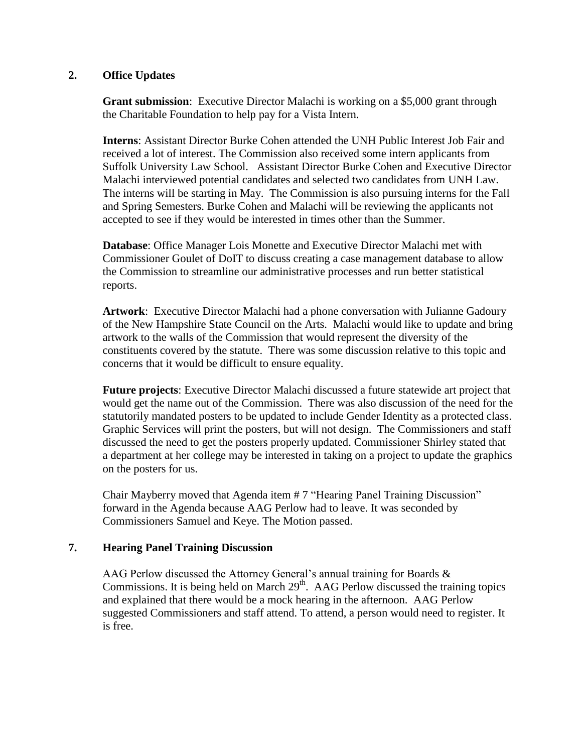## 2. Office Updates

**Grant submission**: Executive Director Malachi is working on a $5,000 grant through the Charitable Foundation to help pay for a Vista Intern.

**Interns**: Assistant Director Burke Cohen attended the UNH Public Interest Job Fair and received a lot of interest. The Commission also received some intern applicants from Suffolk University Law School. Assistant Director Burke Cohen and Executive Director Malachi interviewed potential candidates and selected two candidates from UNH Law. The interns will be starting in May. The Commission is also pursuing interns for the Fall and Spring Semesters. Burke Cohen and Malachi will be reviewing the applicants not accepted to see if they would be interested in times other than the Summer.

**Database**: Office Manager Lois Monette and Executive Director Malachi met with Commissioner Goulet of DoIT to discuss creating a case management database to allow the Commission to streamline our administrative processes and run better statistical reports.

**Artwork**: Executive Director Malachi had a phone conversation with Julianne Gadoury of the New Hampshire State Council on the Arts. Malachi would like to update and bring artwork to the walls of the Commission that would represent the diversity of the constituents covered by the statute. There was some discussion relative to this topic and concerns that it would be difficult to ensure equality.

**Future projects**: Executive Director Malachi discussed a future statewide art project that would get the name out of the Commission. There was also discussion of the need for the statutorily mandated posters to be updated to include Gender Identity as a protected class. Graphic Services will print the posters, but will not design. The Commissioners and staff discussed the need to get the posters properly updated. Commissioner Shirley stated that a department at her college may be interested in taking on a project to update the graphics on the posters for us.

Chair Mayberry moved that Agenda item # 7 "Hearing Panel Training Discussion" forward in the Agenda because AAG Perlow had to leave. It was seconded by Commissioners Samuel and Keye. The Motion passed.

## 7. Hearing Panel Training Discussion

AAG Perlow discussed the Attorney General's annual training for Boards & Commissions. It is being held on March 29th. AAG Perlow discussed the training topics and explained that there would be a mock hearing in the afternoon. AAG Perlow suggested Commissioners and staff attend. To attend, a person would need to register. It is free.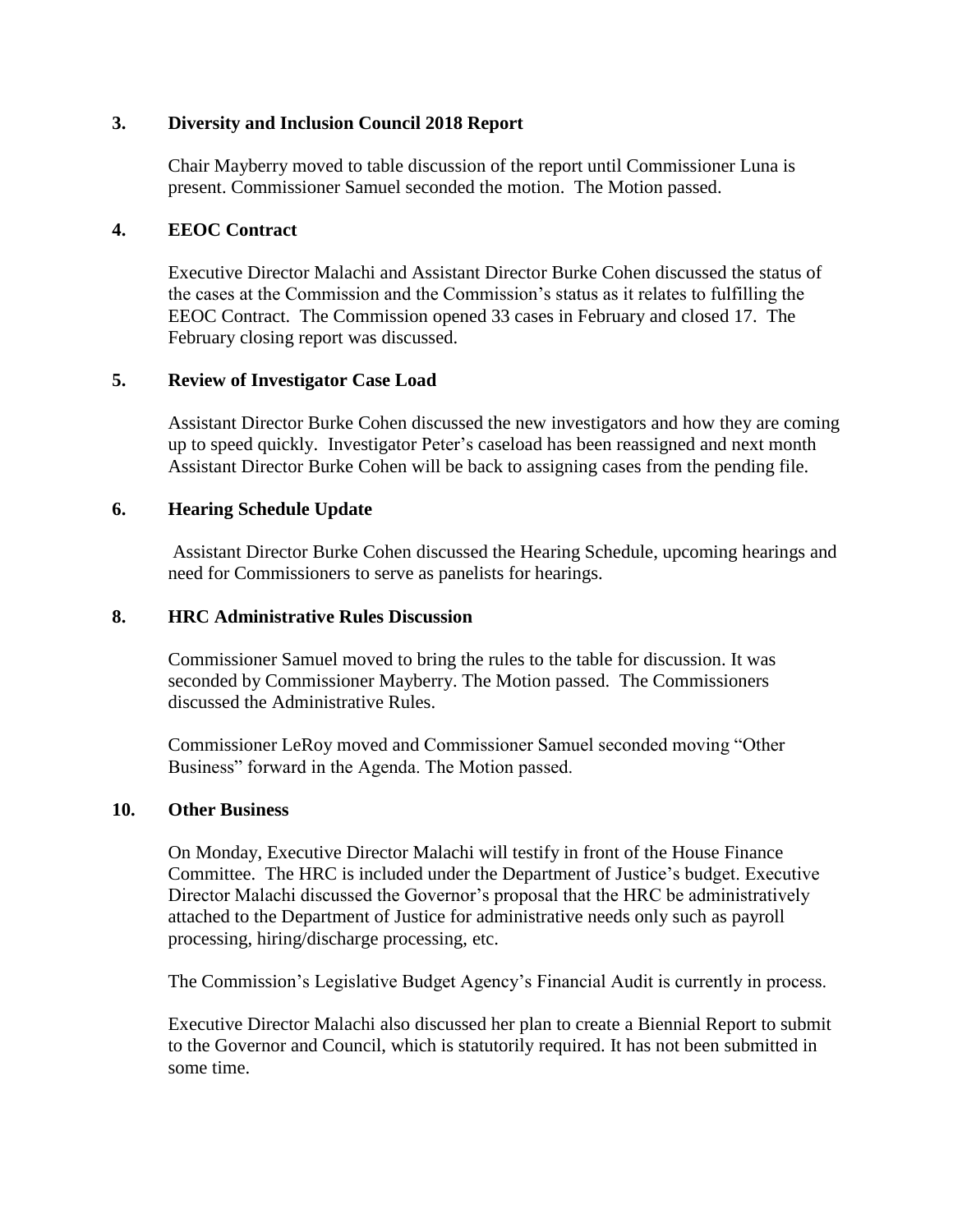### 3. Diversity and Inclusion Council 2018 Report

Chair Mayberry moved to table discussion of the report until Commissioner Luna is present. Commissioner Samuel seconded the motion. The Motion passed.

### 4. EEOC Contract

Executive Director Malachi and Assistant Director Burke Cohen discussed the status of the cases at the Commission and the Commission's status as it relates to fulfilling the EEOC Contract. The Commission opened 33 cases in February and closed 17. The February closing report was discussed.

### 5. Review of Investigator Case Load

Assistant Director Burke Cohen discussed the new investigators and how they are coming up to speed quickly. Investigator Peter's caseload has been reassigned and next month Assistant Director Burke Cohen will be back to assigning cases from the pending file.

### 6. Hearing Schedule Update

Assistant Director Burke Cohen discussed the Hearing Schedule, upcoming hearings and need for Commissioners to serve as panelists for hearings.

### 8. HRC Administrative Rules Discussion

Commissioner Samuel moved to bring the rules to the table for discussion. It was seconded by Commissioner Mayberry. The Motion passed. The Commissioners discussed the Administrative Rules.

Commissioner LeRoy moved and Commissioner Samuel seconded moving "Other Business" forward in the Agenda. The Motion passed.

### 10. Other Business

On Monday, Executive Director Malachi will testify in front of the House Finance Committee. The HRC is included under the Department of Justice's budget. Executive Director Malachi discussed the Governor's proposal that the HRC be administratively attached to the Department of Justice for administrative needs only such as payroll processing, hiring/discharge processing, etc.

The Commission's Legislative Budget Agency's Financial Audit is currently in process.

Executive Director Malachi also discussed her plan to create a Biennial Report to submit to the Governor and Council, which is statutorily required. It has not been submitted in some time.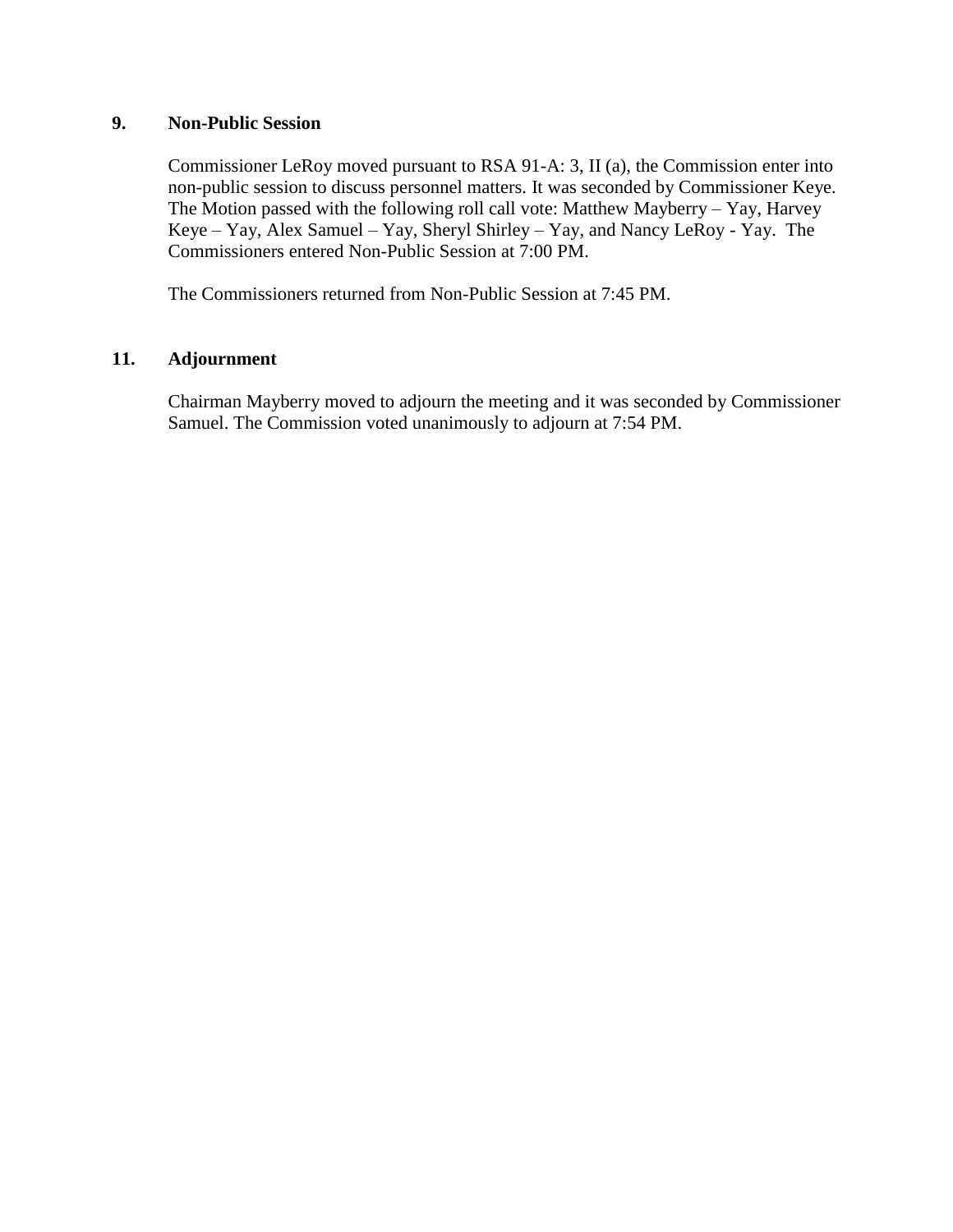## 9. Non-Public Session

Commissioner LeRoy moved pursuant to RSA 91-A: 3, II (a), the Commission enter into non-public session to discuss personnel matters. It was seconded by Commissioner Keye. The Motion passed with the following roll call vote: Matthew Mayberry – Yay, Harvey Keye – Yay, Alex Samuel – Yay, Sheryl Shirley – Yay, and Nancy LeRoy - Yay. The Commissioners entered Non-Public Session at 7:00 PM.

The Commissioners returned from Non-Public Session at 7:45 PM.

## 11. Adjournment

Chairman Mayberry moved to adjourn the meeting and it was seconded by Commissioner Samuel. The Commission voted unanimously to adjourn at 7:54 PM.